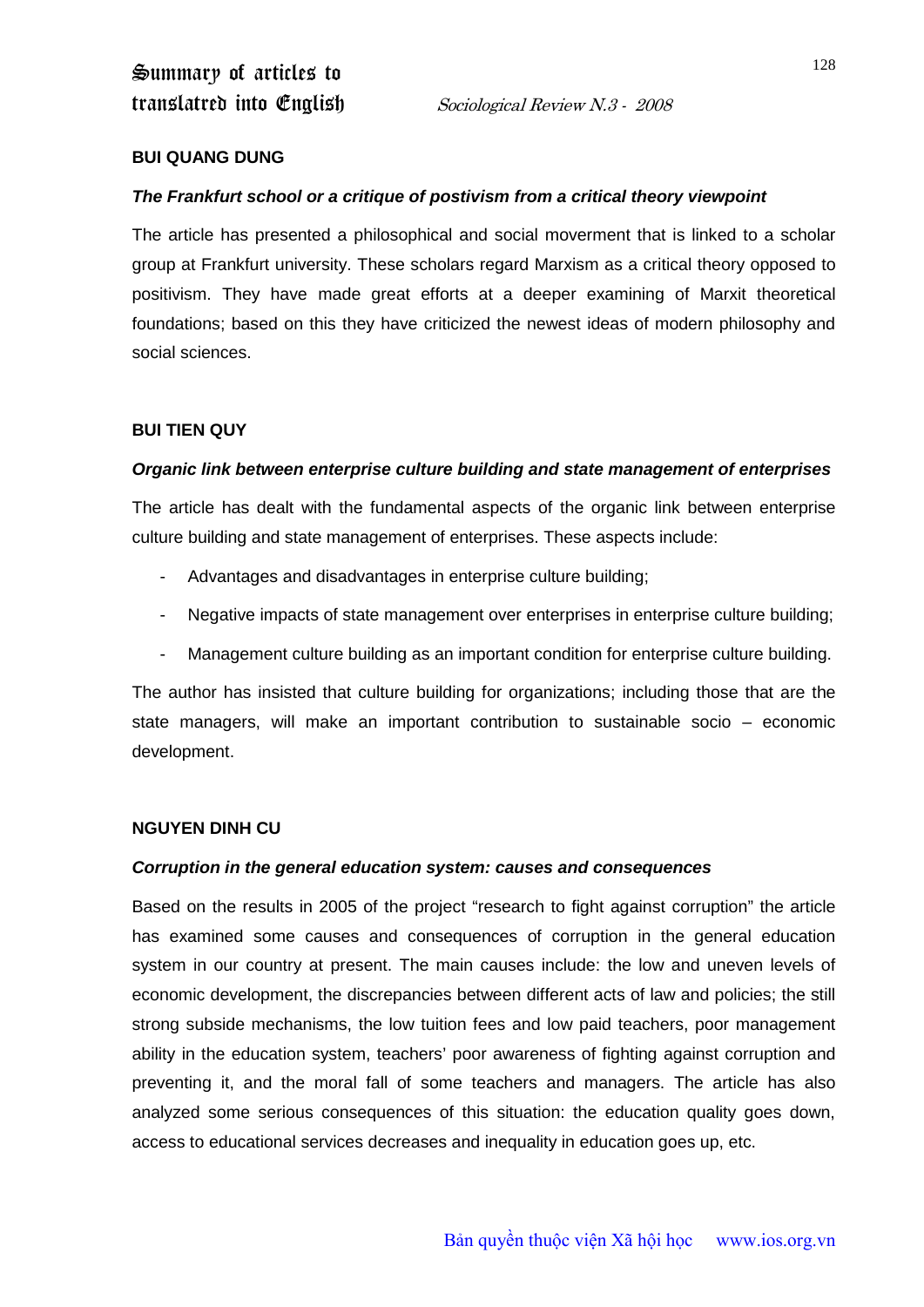**BUI QUANG DUNG**

***The Frankfurt school or a critique of postivism from a critical theory viewpoint***

The article has presented a philosophical and social moverment that is linked to a scholar group at Frankfurt university. These scholars regard Marxism as a critical theory opposed to positivism. They have made great efforts at a deeper examining of Marxit theoretical foundations; based on this they have criticized the newest ideas of modern philosophy and social sciences.

**BUI TIEN QUY**

***Organic link between enterprise culture building and state management of enterprises***

The article has dealt with the fundamental aspects of the organic link between enterprise culture building and state management of enterprises. These aspects include:

- Advantages and disadvantages in enterprise culture building;
- Negative impacts of state management over enterprises in enterprise culture building;
- Management culture building as an important condition for enterprise culture building.

The author has insisted that culture building for organizations; including those that are the state managers, will make an important contribution to sustainable socio – economic development.

**NGUYEN DINH CU**

***Corruption in the general education system: causes and consequences***

Based on the results in 2005 of the project "research to fight against corruption" the article has examined some causes and consequences of corruption in the general education system in our country at present. The main causes include: the low and uneven levels of economic development, the discrepancies between different acts of law and policies; the still strong subside mechanisms, the low tuition fees and low paid teachers, poor management ability in the education system, teachers' poor awareness of fighting against corruption and preventing it, and the moral fall of some teachers and managers. The article has also analyzed some serious consequences of this situation: the education quality goes down, access to educational services decreases and inequality in education goes up, etc.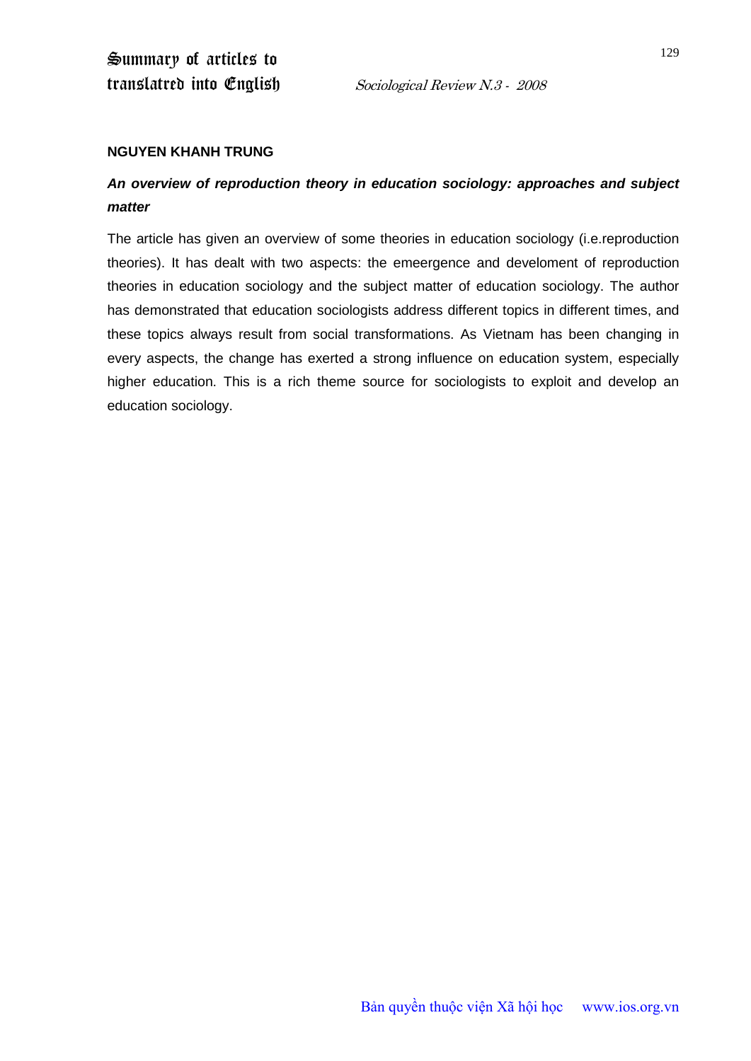**NGUYEN KHANH TRUNG**

***An overview of reproduction theory in education sociology: approaches and subject matter***

The article has given an overview of some theories in education sociology (i.e.reproduction theories). It has dealt with two aspects: the emeergence and develoment of reproduction theories in education sociology and the subject matter of education sociology. The author has demonstrated that education sociologists address different topics in different times, and these topics always result from social transformations. As Vietnam has been changing in every aspects, the change has exerted a strong influence on education system, especially higher education. This is a rich theme source for sociologists to exploit and develop an education sociology.